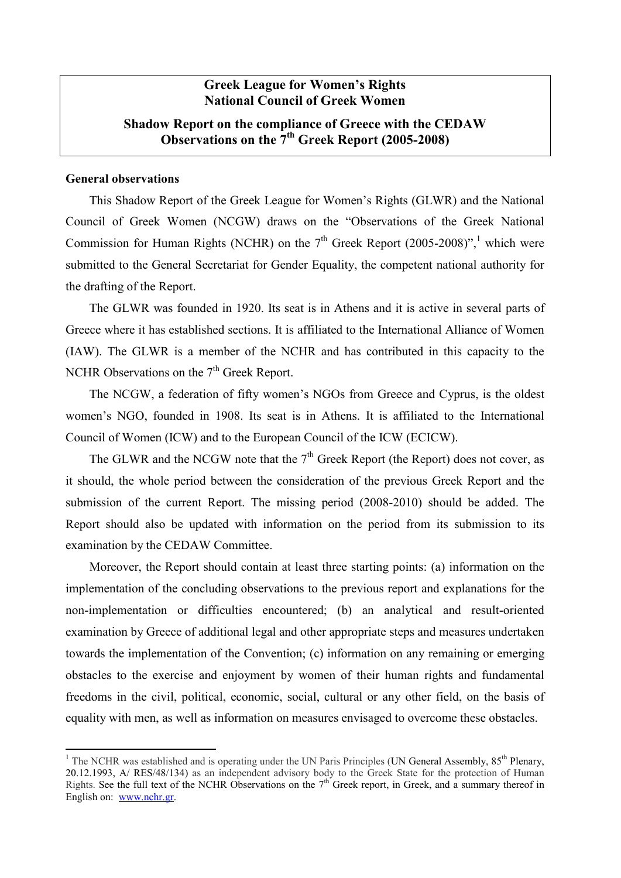**Greek League for Women's Rights**
**National Council of Greek Women**

**Shadow Report on the compliance of Greece with the CEDAW**
**Observations on the 7th Greek Report (2005-2008)**

**General observations**

This Shadow Report of the Greek League for Women's Rights (GLWR) and the National Council of Greek Women (NCGW) draws on the "Observations of the Greek National Commission for Human Rights (NCHR) on the 7th Greek Report (2005-2008)",[1] which were submitted to the General Secretariat for Gender Equality, the competent national authority for the drafting of the Report.

The GLWR was founded in 1920. Its seat is in Athens and it is active in several parts of Greece where it has established sections. It is affiliated to the International Alliance of Women (IAW). The GLWR is a member of the NCHR and has contributed in this capacity to the NCHR Observations on the 7th Greek Report.

The NCGW, a federation of fifty women's NGOs from Greece and Cyprus, is the oldest women's NGO, founded in 1908. Its seat is in Athens. It is affiliated to the International Council of Women (ICW) and to the European Council of the ICW (ECICW).

The GLWR and the NCGW note that the 7th Greek Report (the Report) does not cover, as it should, the whole period between the consideration of the previous Greek Report and the submission of the current Report. The missing period (2008-2010) should be added. The Report should also be updated with information on the period from its submission to its examination by the CEDAW Committee.

Moreover, the Report should contain at least three starting points: (a) information on the implementation of the concluding observations to the previous report and explanations for the non-implementation or difficulties encountered; (b) an analytical and result-oriented examination by Greece of additional legal and other appropriate steps and measures undertaken towards the implementation of the Convention; (c) information on any remaining or emerging obstacles to the exercise and enjoyment by women of their human rights and fundamental freedoms in the civil, political, economic, social, cultural or any other field, on the basis of equality with men, as well as information on measures envisaged to overcome these obstacles.

---

[1] The NCHR was established and is operating under the UN Paris Principles (UN General Assembly, 85th Plenary, 20.12.1993, A/ RES/48/134) as an independent advisory body to the Greek State for the protection of Human Rights. See the full text of the NCHR Observations on the 7th Greek report, in Greek, and a summary thereof in English on: www.nchr.gr.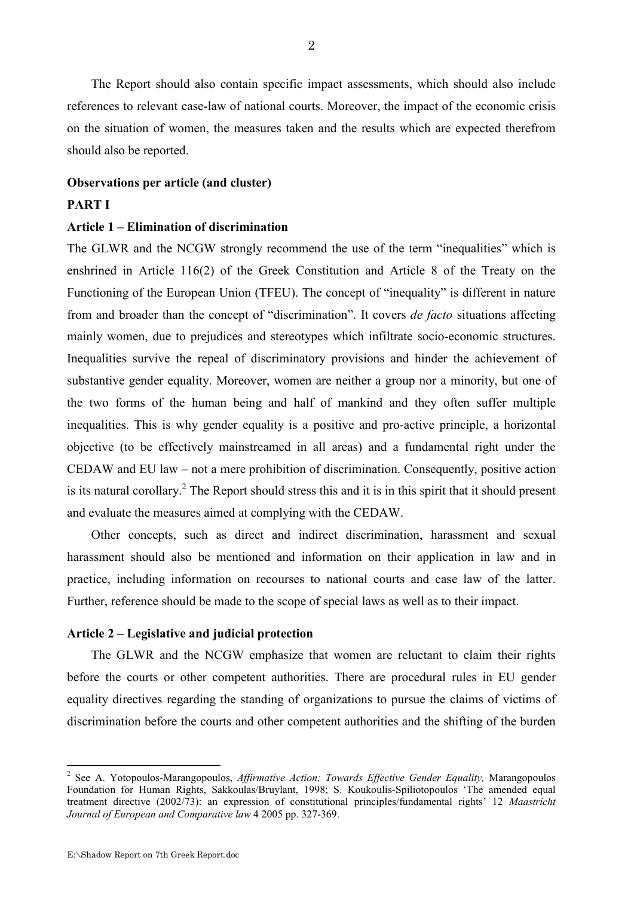The Report should also contain specific impact assessments, which should also include references to relevant case-law of national courts. Moreover, the impact of the economic crisis on the situation of women, the measures taken and the results which are expected therefrom should also be reported.

**Observations per article (and cluster)**

**PART I**

**Article 1 – Elimination of discrimination**

The GLWR and the NCGW strongly recommend the use of the term "inequalities" which is enshrined in Article 116(2) of the Greek Constitution and Article 8 of the Treaty on the Functioning of the European Union (TFEU). The concept of "inequality" is different in nature from and broader than the concept of "discrimination". It covers *de facto* situations affecting mainly women, due to prejudices and stereotypes which infiltrate socio-economic structures. Inequalities survive the repeal of discriminatory provisions and hinder the achievement of substantive gender equality. Moreover, women are neither a group nor a minority, but one of the two forms of the human being and half of mankind and they often suffer multiple inequalities. This is why gender equality is a positive and pro-active principle, a horizontal objective (to be effectively mainstreamed in all areas) and a fundamental right under the CEDAW and EU law – not a mere prohibition of discrimination. Consequently, positive action is its natural corollary.[2] The Report should stress this and it is in this spirit that it should present and evaluate the measures aimed at complying with the CEDAW.

Other concepts, such as direct and indirect discrimination, harassment and sexual harassment should also be mentioned and information on their application in law and in practice, including information on recourses to national courts and case law of the latter. Further, reference should be made to the scope of special laws as well as to their impact.

**Article 2 – Legislative and judicial protection**

The GLWR and the NCGW emphasize that women are reluctant to claim their rights before the courts or other competent authorities. There are procedural rules in EU gender equality directives regarding the standing of organizations to pursue the claims of victims of discrimination before the courts and other competent authorities and the shifting of the burden

---

[2] See A. Yotopoulos-Marangopoulos, *Affirmative Action; Towards Effective Gender Equality,* Marangopoulos Foundation for Human Rights, Sakkoulas/Bruylant, 1998; S. Koukoulis-Spiliotopoulos 'The amended equal treatment directive (2002/73): an expression of constitutional principles/fundamental rights' 12 *Maastricht Journal of European and Comparative law* 4 2005 pp. 327-369.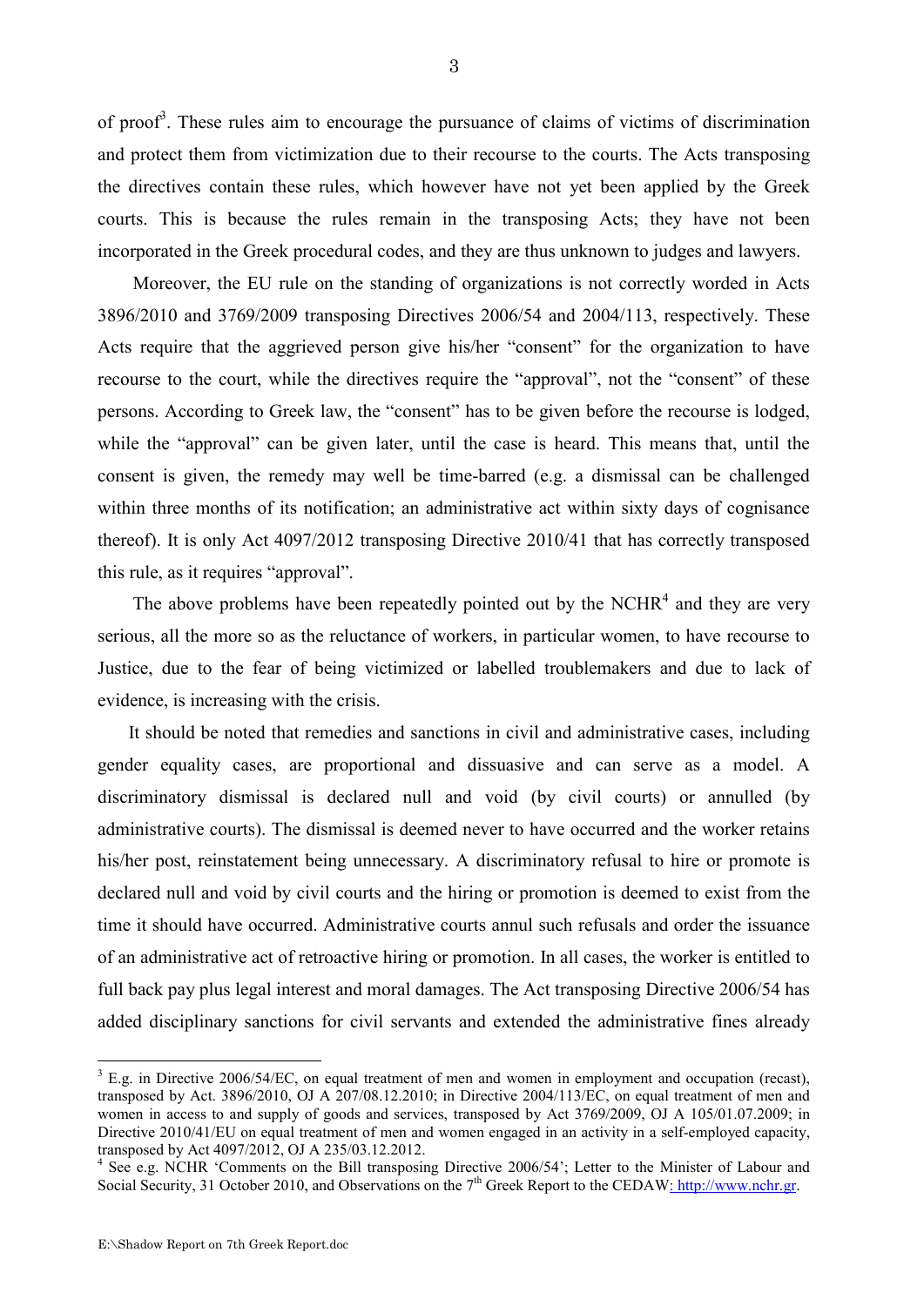of proof[3]. These rules aim to encourage the pursuance of claims of victims of discrimination and protect them from victimization due to their recourse to the courts. The Acts transposing the directives contain these rules, which however have not yet been applied by the Greek courts. This is because the rules remain in the transposing Acts; they have not been incorporated in the Greek procedural codes, and they are thus unknown to judges and lawyers.

Moreover, the EU rule on the standing of organizations is not correctly worded in Acts 3896/2010 and 3769/2009 transposing Directives 2006/54 and 2004/113, respectively. These Acts require that the aggrieved person give his/her "consent" for the organization to have recourse to the court, while the directives require the "approval", not the "consent" of these persons. According to Greek law, the "consent" has to be given before the recourse is lodged, while the "approval" can be given later, until the case is heard. This means that, until the consent is given, the remedy may well be time-barred (e.g. a dismissal can be challenged within three months of its notification; an administrative act within sixty days of cognisance thereof). It is only Act 4097/2012 transposing Directive 2010/41 that has correctly transposed this rule, as it requires "approval".

The above problems have been repeatedly pointed out by the NCHR[4] and they are very serious, all the more so as the reluctance of workers, in particular women, to have recourse to Justice, due to the fear of being victimized or labelled troublemakers and due to lack of evidence, is increasing with the crisis.

It should be noted that remedies and sanctions in civil and administrative cases, including gender equality cases, are proportional and dissuasive and can serve as a model. A discriminatory dismissal is declared null and void (by civil courts) or annulled (by administrative courts). The dismissal is deemed never to have occurred and the worker retains his/her post, reinstatement being unnecessary. A discriminatory refusal to hire or promote is declared null and void by civil courts and the hiring or promotion is deemed to exist from the time it should have occurred. Administrative courts annul such refusals and order the issuance of an administrative act of retroactive hiring or promotion. In all cases, the worker is entitled to full back pay plus legal interest and moral damages. The Act transposing Directive 2006/54 has added disciplinary sanctions for civil servants and extended the administrative fines already

---

[3] E.g. in Directive 2006/54/EC, on equal treatment of men and women in employment and occupation (recast), transposed by Act. 3896/2010, OJ A 207/08.12.2010; in Directive 2004/113/EC, on equal treatment of men and women in access to and supply of goods and services, transposed by Act 3769/2009, OJ A 105/01.07.2009; in Directive 2010/41/EU on equal treatment of men and women engaged in an activity in a self-employed capacity, transposed by Act 4097/2012, OJ A 235/03.12.2012.

[4] See e.g. NCHR 'Comments on the Bill transposing Directive 2006/54'; Letter to the Minister of Labour and Social Security, 31 October 2010, and Observations on the 7th Greek Report to the CEDAW: http://www.nchr.gr.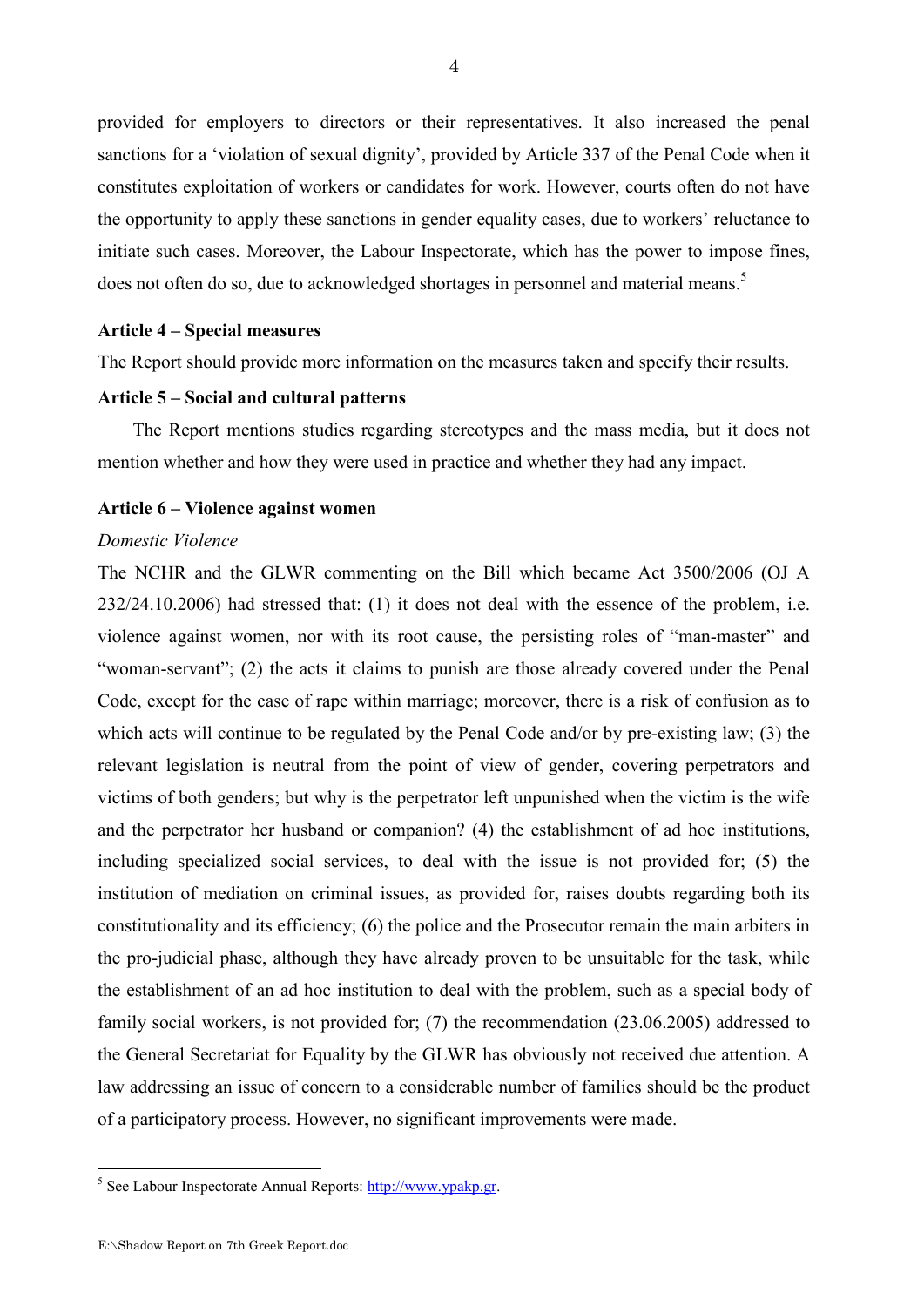provided for employers to directors or their representatives. It also increased the penal sanctions for a 'violation of sexual dignity', provided by Article 337 of the Penal Code when it constitutes exploitation of workers or candidates for work. However, courts often do not have the opportunity to apply these sanctions in gender equality cases, due to workers' reluctance to initiate such cases. Moreover, the Labour Inspectorate, which has the power to impose fines, does not often do so, due to acknowledged shortages in personnel and material means.[5]

**Article 4 – Special measures**

The Report should provide more information on the measures taken and specify their results.

**Article 5 – Social and cultural patterns**

The Report mentions studies regarding stereotypes and the mass media, but it does not mention whether and how they were used in practice and whether they had any impact.

**Article 6 – Violence against women**

*Domestic Violence*

The NCHR and the GLWR commenting on the Bill which became Act 3500/2006 (OJ A 232/24.10.2006) had stressed that: (1) it does not deal with the essence of the problem, i.e. violence against women, nor with its root cause, the persisting roles of "man-master" and "woman-servant"; (2) the acts it claims to punish are those already covered under the Penal Code, except for the case of rape within marriage; moreover, there is a risk of confusion as to which acts will continue to be regulated by the Penal Code and/or by pre-existing law; (3) the relevant legislation is neutral from the point of view of gender, covering perpetrators and victims of both genders; but why is the perpetrator left unpunished when the victim is the wife and the perpetrator her husband or companion? (4) the establishment of ad hoc institutions, including specialized social services, to deal with the issue is not provided for; (5) the institution of mediation on criminal issues, as provided for, raises doubts regarding both its constitutionality and its efficiency; (6) the police and the Prosecutor remain the main arbiters in the pro-judicial phase, although they have already proven to be unsuitable for the task, while the establishment of an ad hoc institution to deal with the problem, such as a special body of family social workers, is not provided for; (7) the recommendation (23.06.2005) addressed to the General Secretariat for Equality by the GLWR has obviously not received due attention. A law addressing an issue of concern to a considerable number of families should be the product of a participatory process. However, no significant improvements were made.

[5] See Labour Inspectorate Annual Reports: http://www.ypakp.gr.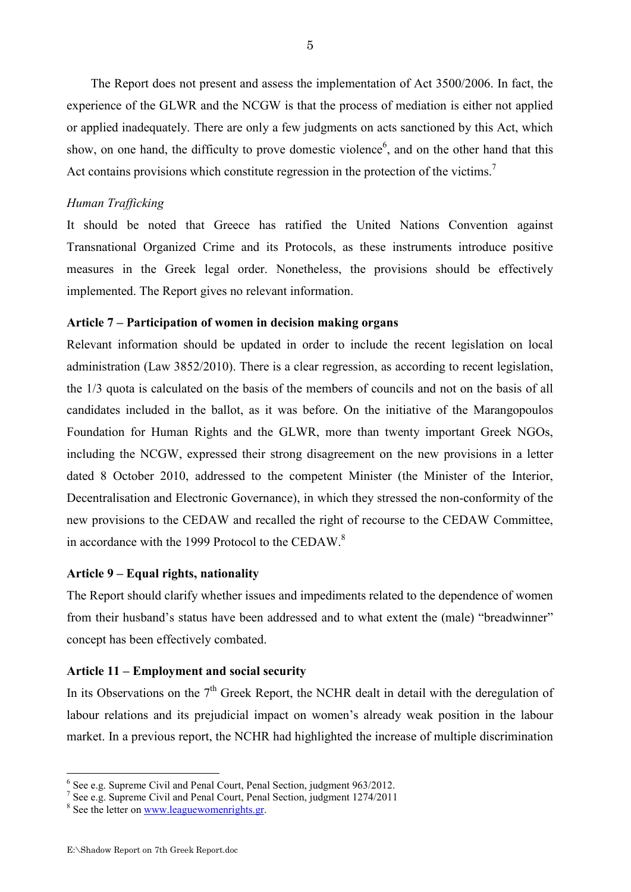The Report does not present and assess the implementation of Act 3500/2006. In fact, the experience of the GLWR and the NCGW is that the process of mediation is either not applied or applied inadequately. There are only a few judgments on acts sanctioned by this Act, which show, on one hand, the difficulty to prove domestic violence[6], and on the other hand that this Act contains provisions which constitute regression in the protection of the victims.[7]

*Human Trafficking*

It should be noted that Greece has ratified the United Nations Convention against Transnational Organized Crime and its Protocols, as these instruments introduce positive measures in the Greek legal order. Nonetheless, the provisions should be effectively implemented. The Report gives no relevant information.

**Article 7 – Participation of women in decision making organs**

Relevant information should be updated in order to include the recent legislation on local administration (Law 3852/2010). There is a clear regression, as according to recent legislation, the 1/3 quota is calculated on the basis of the members of councils and not on the basis of all candidates included in the ballot, as it was before. On the initiative of the Marangopoulos Foundation for Human Rights and the GLWR, more than twenty important Greek NGOs, including the NCGW, expressed their strong disagreement on the new provisions in a letter dated 8 October 2010, addressed to the competent Minister (the Minister of the Interior, Decentralisation and Electronic Governance), in which they stressed the non-conformity of the new provisions to the CEDAW and recalled the right of recourse to the CEDAW Committee, in accordance with the 1999 Protocol to the CEDAW.[8]

**Article 9 – Equal rights, nationality**

The Report should clarify whether issues and impediments related to the dependence of women from their husband's status have been addressed and to what extent the (male) "breadwinner" concept has been effectively combated.

**Article 11 – Employment and social security**

In its Observations on the 7th Greek Report, the NCHR dealt in detail with the deregulation of labour relations and its prejudicial impact on women's already weak position in the labour market. In a previous report, the NCHR had highlighted the increase of multiple discrimination

---

[6] See e.g. Supreme Civil and Penal Court, Penal Section, judgment 963/2012.

[7] See e.g. Supreme Civil and Penal Court, Penal Section, judgment 1274/2011

[8] See the letter on [www.leaguewomenrights.gr](http://www.leaguewomenrights.gr).

E:\Shadow Report on 7th Greek Report.doc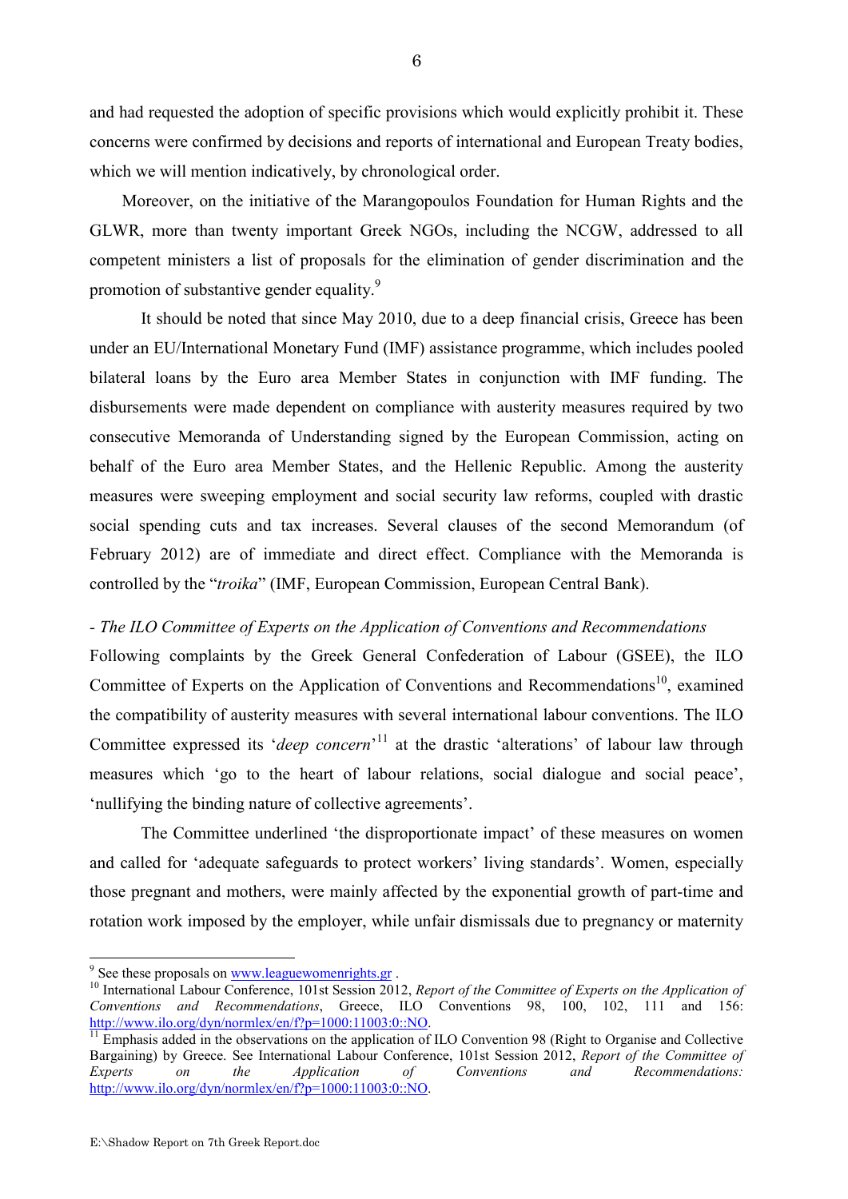and had requested the adoption of specific provisions which would explicitly prohibit it. These concerns were confirmed by decisions and reports of international and European Treaty bodies, which we will mention indicatively, by chronological order.

Moreover, on the initiative of the Marangopoulos Foundation for Human Rights and the GLWR, more than twenty important Greek NGOs, including the NCGW, addressed to all competent ministers a list of proposals for the elimination of gender discrimination and the promotion of substantive gender equality.[9]

It should be noted that since May 2010, due to a deep financial crisis, Greece has been under an EU/International Monetary Fund (IMF) assistance programme, which includes pooled bilateral loans by the Euro area Member States in conjunction with IMF funding. The disbursements were made dependent on compliance with austerity measures required by two consecutive Memoranda of Understanding signed by the European Commission, acting on behalf of the Euro area Member States, and the Hellenic Republic. Among the austerity measures were sweeping employment and social security law reforms, coupled with drastic social spending cuts and tax increases. Several clauses of the second Memorandum (of February 2012) are of immediate and direct effect. Compliance with the Memoranda is controlled by the "*troika*" (IMF, European Commission, European Central Bank).

*- The ILO Committee of Experts on the Application of Conventions and Recommendations*

Following complaints by the Greek General Confederation of Labour (GSEE), the ILO Committee of Experts on the Application of Conventions and Recommendations[10], examined the compatibility of austerity measures with several international labour conventions. The ILO Committee expressed its '*deep concern*'[11] at the drastic 'alterations' of labour law through measures which 'go to the heart of labour relations, social dialogue and social peace', 'nullifying the binding nature of collective agreements'.

The Committee underlined 'the disproportionate impact' of these measures on women and called for 'adequate safeguards to protect workers' living standards'. Women, especially those pregnant and mothers, were mainly affected by the exponential growth of part-time and rotation work imposed by the employer, while unfair dismissals due to pregnancy or maternity

---

[9] See these proposals on www.leaguewomenrights.gr .

[10] International Labour Conference, 101st Session 2012, *Report of the Committee of Experts on the Application of Conventions and Recommendations*, Greece, ILO Conventions 98, 100, 102, 111 and 156: http://www.ilo.org/dyn/normlex/en/f?p=1000:11003:0::NO.

[11] Emphasis added in the observations on the application of ILO Convention 98 (Right to Organise and Collective Bargaining) by Greece. See International Labour Conference, 101st Session 2012, *Report of the Committee of Experts on the Application of Conventions and Recommendations:* http://www.ilo.org/dyn/normlex/en/f?p=1000:11003:0::NO.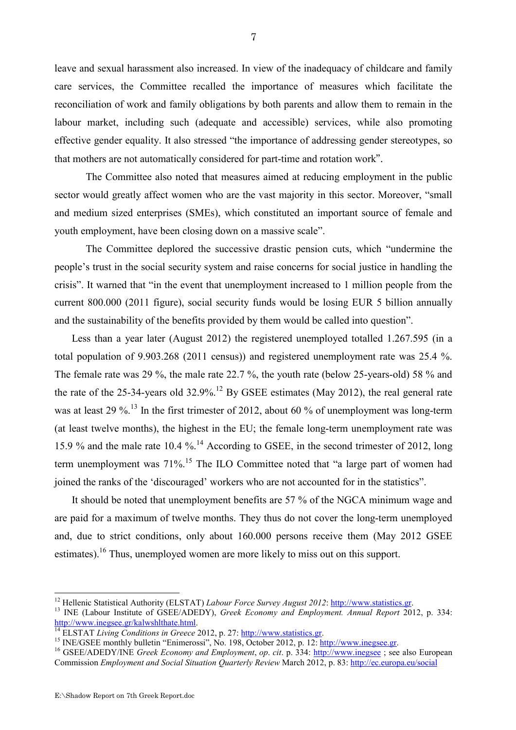leave and sexual harassment also increased. In view of the inadequacy of childcare and family care services, the Committee recalled the importance of measures which facilitate the reconciliation of work and family obligations by both parents and allow them to remain in the labour market, including such (adequate and accessible) services, while also promoting effective gender equality. It also stressed "the importance of addressing gender stereotypes, so that mothers are not automatically considered for part-time and rotation work".

The Committee also noted that measures aimed at reducing employment in the public sector would greatly affect women who are the vast majority in this sector. Moreover, "small and medium sized enterprises (SMEs), which constituted an important source of female and youth employment, have been closing down on a massive scale".

The Committee deplored the successive drastic pension cuts, which "undermine the people's trust in the social security system and raise concerns for social justice in handling the crisis". It warned that "in the event that unemployment increased to 1 million people from the current 800.000 (2011 figure), social security funds would be losing EUR 5 billion annually and the sustainability of the benefits provided by them would be called into question".

Less than a year later (August 2012) the registered unemployed totalled 1.267.595 (in a total population of 9.903.268 (2011 census)) and registered unemployment rate was 25.4 %. The female rate was 29 %, the male rate 22.7 %, the youth rate (below 25-years-old) 58 % and the rate of the 25-34-years old 32.9%.[12] By GSEE estimates (May 2012), the real general rate was at least 29 %.[13] In the first trimester of 2012, about 60 % of unemployment was long-term (at least twelve months), the highest in the EU; the female long-term unemployment rate was 15.9 % and the male rate 10.4 %.[14] According to GSEE, in the second trimester of 2012, long term unemployment was 71%.[15] The ILO Committee noted that "a large part of women had joined the ranks of the 'discouraged' workers who are not accounted for in the statistics".

It should be noted that unemployment benefits are 57 % of the NGCA minimum wage and are paid for a maximum of twelve months. They thus do not cover the long-term unemployed and, due to strict conditions, only about 160.000 persons receive them (May 2012 GSEE estimates).[16] Thus, unemployed women are more likely to miss out on this support.

---

[12] Hellenic Statistical Authority (ELSTAT) *Labour Force Survey August 2012*: http://www.statistics.gr.

[13] INE (Labour Institute of GSEE/ADEDY), *Greek Economy and Employment. Annual Report* 2012, p. 334: http://www.inegsee.gr/kalwshlthate.html.

[14] ELSTAT *Living Conditions in Greece* 2012, p. 27: http://www.statistics.gr.

[15] INE/GSEE monthly bulletin "Enimerossi", No. 198, October 2012, p. 12: http://www.inegsee.gr.

[16] GSEE/ADEDY/INE *Greek Economy and Employment*, *op. cit*. p. 334: http://www.inegsee ; see also European Commission *Employment and Social Situation Quarterly Review* March 2012, p. 83: http://ec.europa.eu/social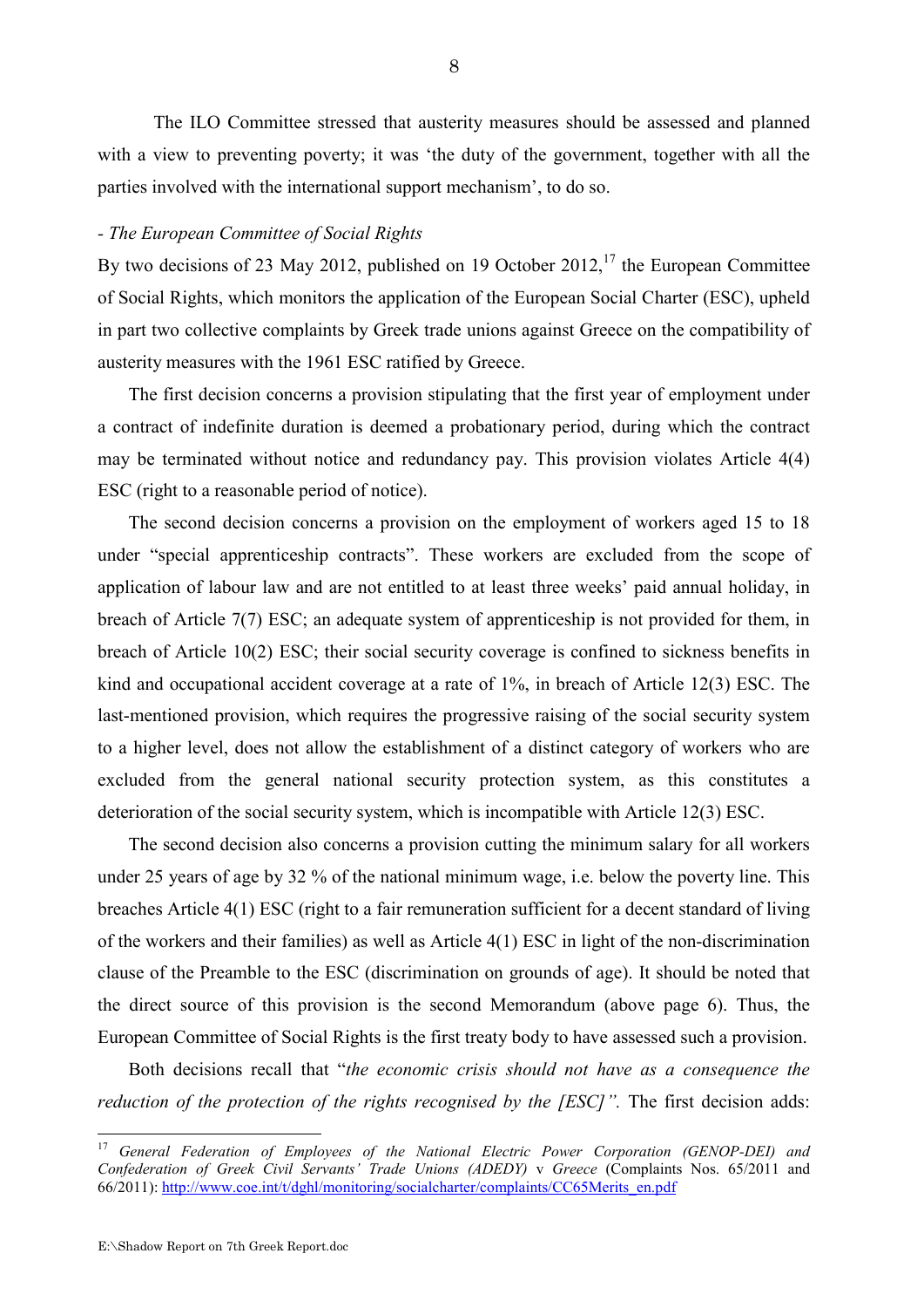The ILO Committee stressed that austerity measures should be assessed and planned with a view to preventing poverty; it was 'the duty of the government, together with all the parties involved with the international support mechanism', to do so.

*- The European Committee of Social Rights*

By two decisions of 23 May 2012, published on 19 October 2012,[17] the European Committee of Social Rights, which monitors the application of the European Social Charter (ESC), upheld in part two collective complaints by Greek trade unions against Greece on the compatibility of austerity measures with the 1961 ESC ratified by Greece.

The first decision concerns a provision stipulating that the first year of employment under a contract of indefinite duration is deemed a probationary period, during which the contract may be terminated without notice and redundancy pay. This provision violates Article 4(4) ESC (right to a reasonable period of notice).

The second decision concerns a provision on the employment of workers aged 15 to 18 under "special apprenticeship contracts". These workers are excluded from the scope of application of labour law and are not entitled to at least three weeks' paid annual holiday, in breach of Article 7(7) ESC; an adequate system of apprenticeship is not provided for them, in breach of Article 10(2) ESC; their social security coverage is confined to sickness benefits in kind and occupational accident coverage at a rate of 1%, in breach of Article 12(3) ESC. The last-mentioned provision, which requires the progressive raising of the social security system to a higher level, does not allow the establishment of a distinct category of workers who are excluded from the general national security protection system, as this constitutes a deterioration of the social security system, which is incompatible with Article 12(3) ESC.

The second decision also concerns a provision cutting the minimum salary for all workers under 25 years of age by 32 % of the national minimum wage, i.e. below the poverty line. This breaches Article 4(1) ESC (right to a fair remuneration sufficient for a decent standard of living of the workers and their families) as well as Article 4(1) ESC in light of the non-discrimination clause of the Preamble to the ESC (discrimination on grounds of age). It should be noted that the direct source of this provision is the second Memorandum (above page 6). Thus, the European Committee of Social Rights is the first treaty body to have assessed such a provision.

Both decisions recall that "*the economic crisis should not have as a consequence the reduction of the protection of the rights recognised by the [ESC]".* The first decision adds:

---

[17] *General Federation of Employees of the National Electric Power Corporation (GENOP-DEI) and Confederation of Greek Civil Servants' Trade Unions (ADEDY)* v *Greece* (Complaints Nos. 65/2011 and 66/2011): http://www.coe.int/t/dghl/monitoring/socialcharter/complaints/CC65Merits_en.pdf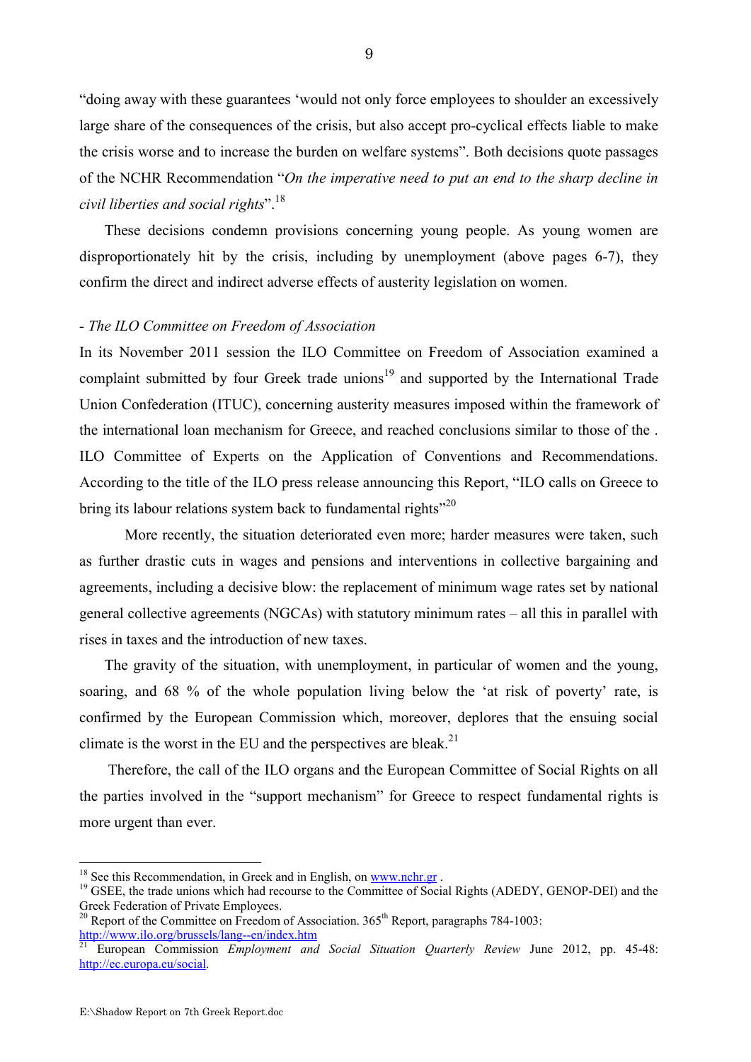"doing away with these guarantees 'would not only force employees to shoulder an excessively large share of the consequences of the crisis, but also accept pro-cyclical effects liable to make the crisis worse and to increase the burden on welfare systems". Both decisions quote passages of the NCHR Recommendation "*On the imperative need to put an end to the sharp decline in civil liberties and social rights*".[18]

These decisions condemn provisions concerning young people. As young women are disproportionately hit by the crisis, including by unemployment (above pages 6-7), they confirm the direct and indirect adverse effects of austerity legislation on women.

*- The ILO Committee on Freedom of Association*

In its November 2011 session the ILO Committee on Freedom of Association examined a complaint submitted by four Greek trade unions[19] and supported by the International Trade Union Confederation (ITUC), concerning austerity measures imposed within the framework of the international loan mechanism for Greece, and reached conclusions similar to those of the . ILO Committee of Experts on the Application of Conventions and Recommendations. According to the title of the ILO press release announcing this Report, "ILO calls on Greece to bring its labour relations system back to fundamental rights"[20]

More recently, the situation deteriorated even more; harder measures were taken, such as further drastic cuts in wages and pensions and interventions in collective bargaining and agreements, including a decisive blow: the replacement of minimum wage rates set by national general collective agreements (NGCAs) with statutory minimum rates – all this in parallel with rises in taxes and the introduction of new taxes.

The gravity of the situation, with unemployment, in particular of women and the young, soaring, and 68 % of the whole population living below the 'at risk of poverty' rate, is confirmed by the European Commission which, moreover, deplores that the ensuing social climate is the worst in the EU and the perspectives are bleak.[21]

Therefore, the call of the ILO organs and the European Committee of Social Rights on all the parties involved in the "support mechanism" for Greece to respect fundamental rights is more urgent than ever.

---

[18] See this Recommendation, in Greek and in English, on www.nchr.gr .

[19] GSEE, the trade unions which had recourse to the Committee of Social Rights (ADEDY, GENOP-DEI) and the Greek Federation of Private Employees.

[20] Report of the Committee on Freedom of Association. 365th Report, paragraphs 784-1003: http://www.ilo.org/brussels/lang--en/index.htm

[21] European Commission *Employment and Social Situation Quarterly Review* June 2012, pp. 45-48: http://ec.europa.eu/social.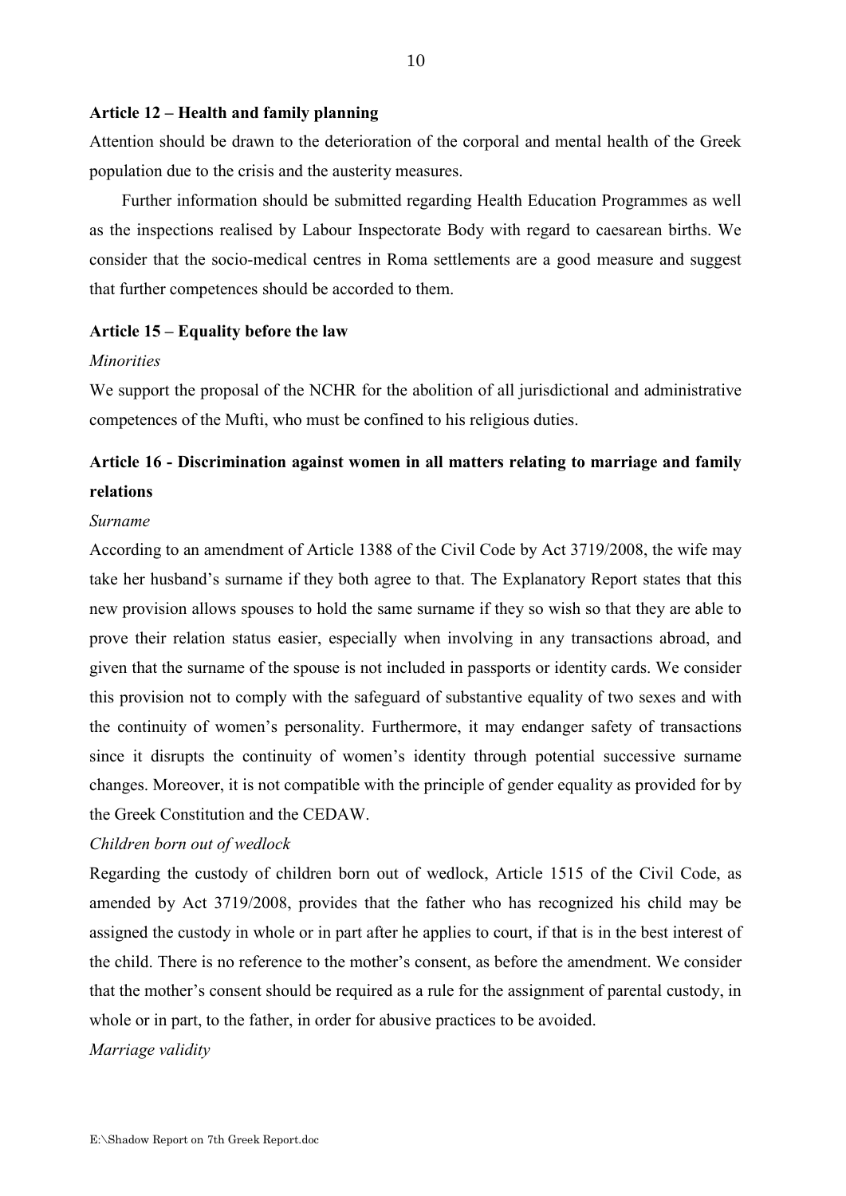**Article 12 – Health and family planning**

Attention should be drawn to the deterioration of the corporal and mental health of the Greek population due to the crisis and the austerity measures.

Further information should be submitted regarding Health Education Programmes as well as the inspections realised by Labour Inspectorate Body with regard to caesarean births. We consider that the socio-medical centres in Roma settlements are a good measure and suggest that further competences should be accorded to them.

**Article 15 – Equality before the law**

*Minorities*

We support the proposal of the NCHR for the abolition of all jurisdictional and administrative competences of the Mufti, who must be confined to his religious duties.

**Article 16 - Discrimination against women in all matters relating to marriage and family relations**

*Surname*

According to an amendment of Article 1388 of the Civil Code by Act 3719/2008, the wife may take her husband's surname if they both agree to that. The Explanatory Report states that this new provision allows spouses to hold the same surname if they so wish so that they are able to prove their relation status easier, especially when involving in any transactions abroad, and given that the surname of the spouse is not included in passports or identity cards. We consider this provision not to comply with the safeguard of substantive equality of two sexes and with the continuity of women's personality. Furthermore, it may endanger safety of transactions since it disrupts the continuity of women's identity through potential successive surname changes. Moreover, it is not compatible with the principle of gender equality as provided for by the Greek Constitution and the CEDAW.

*Children born out of wedlock*

Regarding the custody of children born out of wedlock, Article 1515 of the Civil Code, as amended by Act 3719/2008, provides that the father who has recognized his child may be assigned the custody in whole or in part after he applies to court, if that is in the best interest of the child. There is no reference to the mother's consent, as before the amendment. We consider that the mother's consent should be required as a rule for the assignment of parental custody, in whole or in part, to the father, in order for abusive practices to be avoided.

*Marriage validity*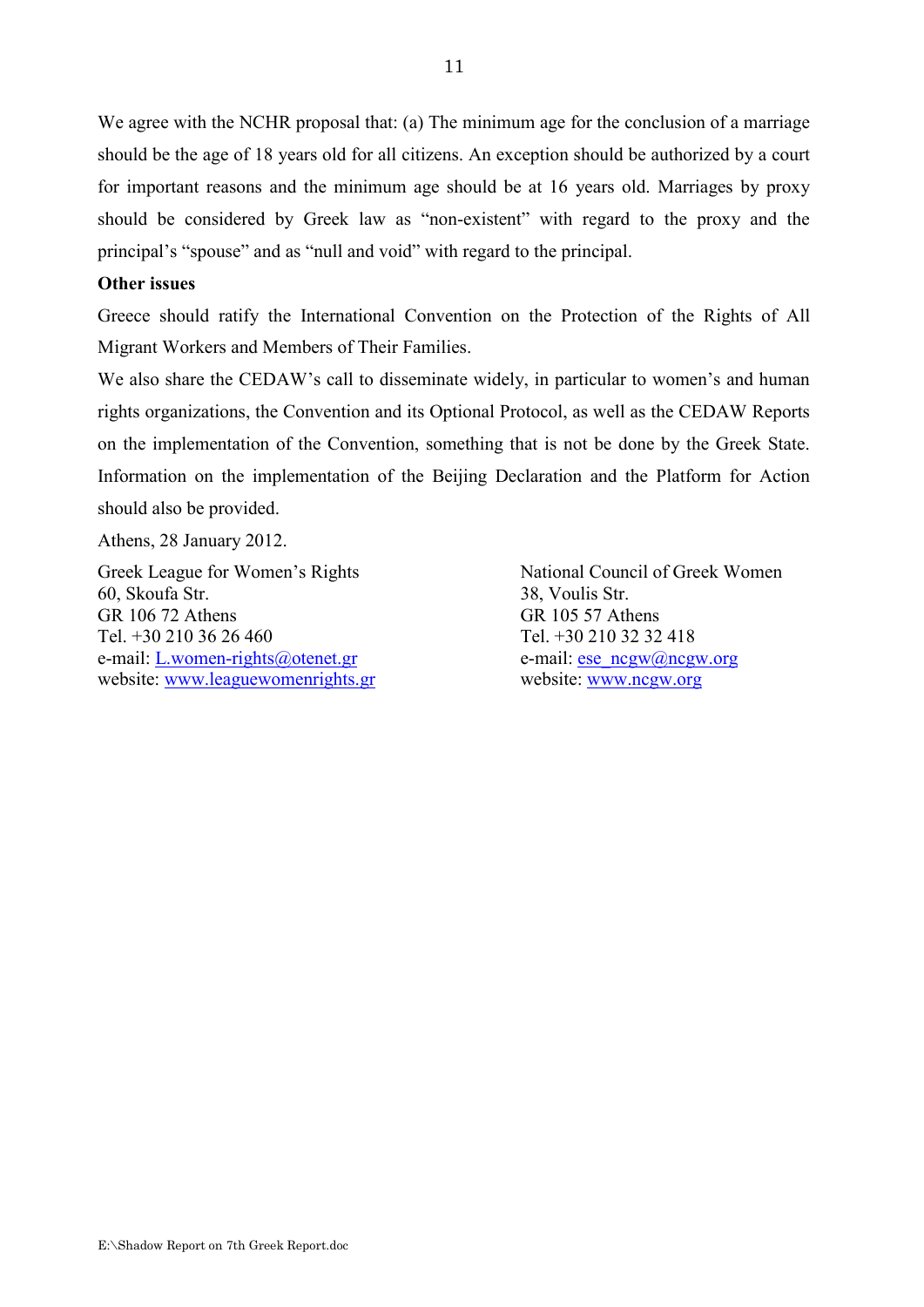We agree with the NCHR proposal that: (a) The minimum age for the conclusion of a marriage should be the age of 18 years old for all citizens. An exception should be authorized by a court for important reasons and the minimum age should be at 16 years old. Marriages by proxy should be considered by Greek law as "non-existent" with regard to the proxy and the principal's "spouse" and as "null and void" with regard to the principal.

**Other issues**

Greece should ratify the International Convention on the Protection of the Rights of All Migrant Workers and Members of Their Families.

We also share the CEDAW's call to disseminate widely, in particular to women's and human rights organizations, the Convention and its Optional Protocol, as well as the CEDAW Reports on the implementation of the Convention, something that is not be done by the Greek State. Information on the implementation of the Beijing Declaration and the Platform for Action should also be provided.

Athens, 28 January 2012.

Greek League for Women's Rights
60, Skoufa Str.
GR 106 72 Athens
Tel. +30 210 36 26 460
e-mail: L.women-rights@otenet.gr
website: www.leaguewomenrights.gr

National Council of Greek Women
38, Voulis Str.
GR 105 57 Athens
Tel. +30 210 32 32 418
e-mail: ese_ncgw@ncgw.org
website: www.ncgw.org

E:\Shadow Report on 7th Greek Report.doc